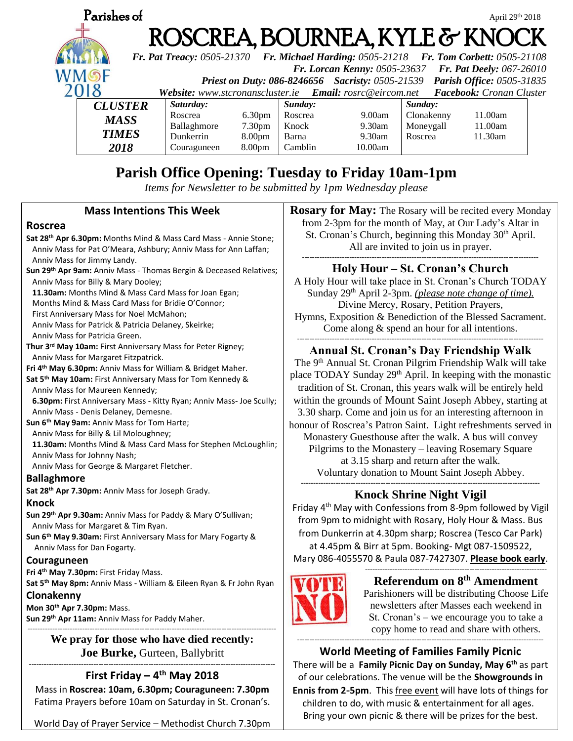Parishes of

April 29th 2018

# ROSCREA, BOURNEA, KYLE & KNOCK

***Fr. Pat Treacy:*** *0505-21370* ***Fr. Michael Harding:*** *0505-21218* ***Fr. Tom Corbett:*** *0505-21108*
***Fr. Lorcan Kenny:*** *0505-23637* ***Fr. Pat Deely:*** *067-26010*
***Priest on Duty: 086-8246656*** ***Sacristy:*** *0505-21539* ***Parish Office:*** *0505-31835*
***Website:*** *www.stcronanscluster.ie* ***Email:*** *rosrc@eircom.net* ***Facebook:*** *Cronan Cluster*

WMOF 2018

| CLUSTER MASS TIMES 2018 | Saturday: | | Sunday: | | Sunday: | |
|---|---|---|---|---|---|---|
| | Roscrea | 6.30pm | Roscrea | 9.00am | Clonakenny | 11.00am |
| | Ballaghmore | 7.30pm | Knock | 9.30am | Moneygall | 11.00am |
| | Dunkerrin | 8.00pm | Barna | 9.30am | Roscrea | 11.30am |
| | Couraguneen | 8.00pm | Camblin | 10.00am | | |

## Parish Office Opening: Tuesday to Friday 10am-1pm

*Items for Newsletter to be submitted by 1pm Wednesday please*

### Mass Intentions This Week

**Roscrea**

**Sat 28th Apr 6.30pm:** Months Mind & Mass Card Mass - Annie Stone; Anniv Mass for Pat O'Meara, Ashbury; Anniv Mass for Ann Laffan; Anniv Mass for Jimmy Landy.

**Sun 29th Apr 9am:** Anniv Mass - Thomas Bergin & Deceased Relatives; Anniv Mass for Billy & Mary Dooley;
**11.30am:** Months Mind & Mass Card Mass for Joan Egan; Months Mind & Mass Card Mass for Bridie O'Connor; First Anniversary Mass for Noel McMahon; Anniv Mass for Patrick & Patricia Delaney, Skeirke; Anniv Mass for Patricia Green.

**Thur 3rd May 10am:** First Anniversary Mass for Peter Rigney; Anniv Mass for Margaret Fitzpatrick.

**Fri 4th May 6.30pm:** Anniv Mass for William & Bridget Maher.

**Sat 5th May 10am:** First Anniversary Mass for Tom Kennedy & Anniv Mass for Maureen Kennedy;
**6.30pm:** First Anniversary Mass - Kitty Ryan; Anniv Mass- Joe Scully; Anniv Mass - Denis Delaney, Demesne.

**Sun 6th May 9am:** Anniv Mass for Tom Harte; Anniv Mass for Billy & Lil Moloughney;
**11.30am:** Months Mind & Mass Card Mass for Stephen McLoughlin; Anniv Mass for Johnny Nash; Anniv Mass for George & Margaret Fletcher.

**Ballaghmore**

**Sat 28th Apr 7.30pm:** Anniv Mass for Joseph Grady.

**Knock**

**Sun 29th Apr 9.30am:** Anniv Mass for Paddy & Mary O'Sullivan; Anniv Mass for Margaret & Tim Ryan.

**Sun 6th May 9.30am:** First Anniversary Mass for Mary Fogarty & Anniv Mass for Dan Fogarty.

**Couraguneen**

**Fri 4th May 7.30pm:** First Friday Mass.

**Sat 5th May 8pm:** Anniv Mass - William & Eileen Ryan & Fr John Ryan

**Clonakenny**

**Mon 30th Apr 7.30pm:** Mass.

**Sun 29th Apr 11am:** Anniv Mass for Paddy Maher.

---

**We pray for those who have died recently:**
**Joe Burke,** Gurteen, Ballybritt

---

### First Friday – 4th May 2018

Mass in **Roscrea: 10am, 6.30pm; Couraguneen: 7.30pm**
Fatima Prayers before 10am on Saturday in St. Cronan's.

World Day of Prayer Service – Methodist Church 7.30pm

---

**Rosary for May:** The Rosary will be recited every Monday from 2-3pm for the month of May, at Our Lady's Altar in St. Cronan's Church, beginning this Monday 30th April. All are invited to join us in prayer.

---

### Holy Hour – St. Cronan's Church

A Holy Hour will take place in St. Cronan's Church TODAY Sunday 29th April 2-3pm. *(please note change of time).* Divine Mercy, Rosary, Petition Prayers, Hymns, Exposition & Benediction of the Blessed Sacrament. Come along & spend an hour for all intentions.

---

### Annual St. Cronan's Day Friendship Walk

The 9th Annual St. Cronan Pilgrim Friendship Walk will take place TODAY Sunday 29th April. In keeping with the monastic tradition of St. Cronan, this years walk will be entirely held within the grounds of Mount Saint Joseph Abbey, starting at 3.30 sharp. Come and join us for an interesting afternoon in honour of Roscrea's Patron Saint. Light refreshments served in Monastery Guesthouse after the walk. A bus will convey Pilgrims to the Monastery – leaving Rosemary Square at 3.15 sharp and return after the walk. Voluntary donation to Mount Saint Joseph Abbey.

---

### Knock Shrine Night Vigil

Friday 4th May with Confessions from 8-9pm followed by Vigil from 9pm to midnight with Rosary, Holy Hour & Mass. Bus from Dunkerrin at 4.30pm sharp; Roscrea (Tesco Car Park) at 4.45pm & Birr at 5pm. Booking- Mgt 087-1509522, Mary 086-4055570 & Paula 087-7427307. **Please book early**.

---

VOTE NO

### Referendum on 8th Amendment

Parishioners will be distributing Choose Life newsletters after Masses each weekend in St. Cronan's – we encourage you to take a copy home to read and share with others.

---

### World Meeting of Families Family Picnic

There will be a **Family Picnic Day on Sunday, May 6th** as part of our celebrations. The venue will be the **Showgrounds in Ennis from 2-5pm**. This free event will have lots of things for children to do, with music & entertainment for all ages. Bring your own picnic & there will be prizes for the best.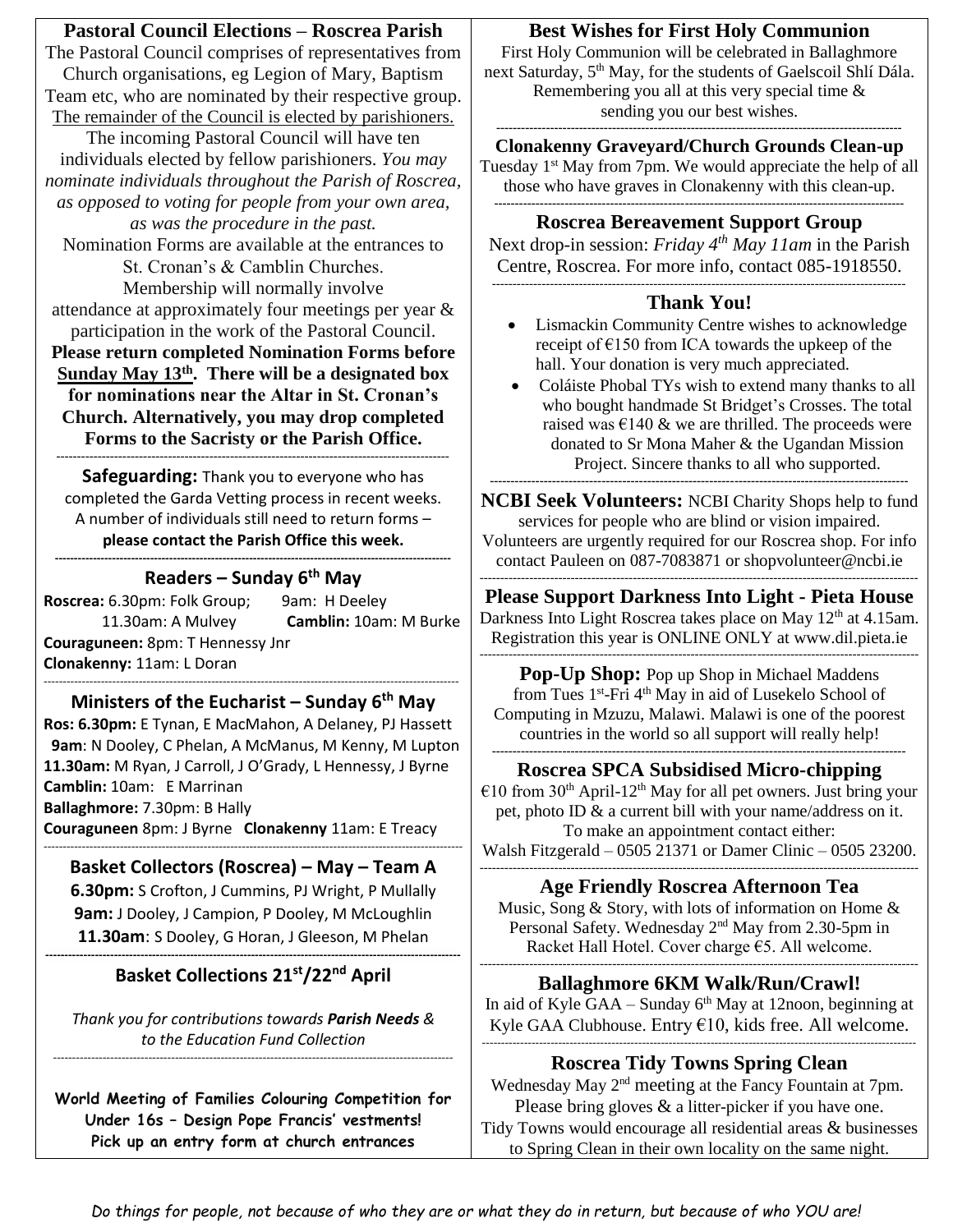## Pastoral Council Elections – Roscrea Parish

The Pastoral Council comprises of representatives from Church organisations, eg Legion of Mary, Baptism Team etc, who are nominated by their respective group. The remainder of the Council is elected by parishioners. The incoming Pastoral Council will have ten individuals elected by fellow parishioners. *You may nominate individuals throughout the Parish of Roscrea, as opposed to voting for people from your own area, as was the procedure in the past.* Nomination Forms are available at the entrances to St. Cronan's & Camblin Churches. Membership will normally involve attendance at approximately four meetings per year & participation in the work of the Pastoral Council. **Please return completed Nomination Forms before Sunday May 13th. There will be a designated box for nominations near the Altar in St. Cronan's Church. Alternatively, you may drop completed Forms to the Sacristy or the Parish Office.**

---

**Safeguarding:** Thank you to everyone who has completed the Garda Vetting process in recent weeks. A number of individuals still need to return forms – **please contact the Parish Office this week.**

---

### Readers – Sunday 6th May

**Roscrea:** 6.30pm: Folk Group; 9am: H Deeley
11.30am: A Mulvey **Camblin:** 10am: M Burke
**Couraguneen:** 8pm: T Hennessy Jnr
**Clonakenny:** 11am: L Doran

---

### Ministers of the Eucharist – Sunday 6th May

**Ros: 6.30pm:** E Tynan, E MacMahon, A Delaney, PJ Hassett
**9am**: N Dooley, C Phelan, A McManus, M Kenny, M Lupton
**11.30am:** M Ryan, J Carroll, J O'Grady, L Hennessy, J Byrne
**Camblin:** 10am: E Marrinan
**Ballaghmore:** 7.30pm: B Hally
**Couraguneen** 8pm: J Byrne **Clonakenny** 11am: E Treacy

---

### Basket Collectors (Roscrea) – May – Team A

**6.30pm:** S Crofton, J Cummins, PJ Wright, P Mullally
**9am:** J Dooley, J Campion, P Dooley, M McLoughlin
**11.30am**: S Dooley, G Horan, J Gleeson, M Phelan

---

### Basket Collections 21st/22nd April

*Thank you for contributions towards **Parish Needs** & to the Education Fund Collection*

---

**World Meeting of Families Colouring Competition for Under 16s – Design Pope Francis' vestments! Pick up an entry form at church entrances**

---

## Best Wishes for First Holy Communion

First Holy Communion will be celebrated in Ballaghmore next Saturday, 5th May, for the students of Gaelscoil Shlí Dála. Remembering you all at this very special time & sending you our best wishes.

---

## Clonakenny Graveyard/Church Grounds Clean-up

Tuesday 1st May from 7pm. We would appreciate the help of all those who have graves in Clonakenny with this clean-up.

---

## Roscrea Bereavement Support Group

Next drop-in session: *Friday 4th May 11am* in the Parish Centre, Roscrea. For more info, contact 085-1918550.

---

## Thank You!

- Lismackin Community Centre wishes to acknowledge receipt of €150 from ICA towards the upkeep of the hall. Your donation is very much appreciated.
- Coláiste Phobal TYs wish to extend many thanks to all who bought handmade St Bridget's Crosses. The total raised was €140 & we are thrilled. The proceeds were donated to Sr Mona Maher & the Ugandan Mission Project. Sincere thanks to all who supported.

---

**NCBI Seek Volunteers:** NCBI Charity Shops help to fund services for people who are blind or vision impaired. Volunteers are urgently required for our Roscrea shop. For info contact Pauleen on 087-7083871 or shopvolunteer@ncbi.ie

---

## Please Support Darkness Into Light - Pieta House

Darkness Into Light Roscrea takes place on May 12th at 4.15am. Registration this year is ONLINE ONLY at www.dil.pieta.ie

---

**Pop-Up Shop:** Pop up Shop in Michael Maddens from Tues 1st-Fri 4th May in aid of Lusekelo School of Computing in Mzuzu, Malawi. Malawi is one of the poorest countries in the world so all support will really help!

---

## Roscrea SPCA Subsidised Micro-chipping

€10 from 30th April-12th May for all pet owners. Just bring your pet, photo ID & a current bill with your name/address on it. To make an appointment contact either:
Walsh Fitzgerald – 0505 21371 or Damer Clinic – 0505 23200.

---

## Age Friendly Roscrea Afternoon Tea

Music, Song & Story, with lots of information on Home & Personal Safety. Wednesday 2nd May from 2.30-5pm in Racket Hall Hotel. Cover charge €5. All welcome.

---

## Ballaghmore 6KM Walk/Run/Crawl!

In aid of Kyle GAA – Sunday 6th May at 12noon, beginning at Kyle GAA Clubhouse. Entry €10, kids free. All welcome.

---

## Roscrea Tidy Towns Spring Clean

Wednesday May 2nd meeting at the Fancy Fountain at 7pm. Please bring gloves & a litter-picker if you have one. Tidy Towns would encourage all residential areas & businesses to Spring Clean in their own locality on the same night.

---

*Do things for people, not because of who they are or what they do in return, but because of who YOU are!*